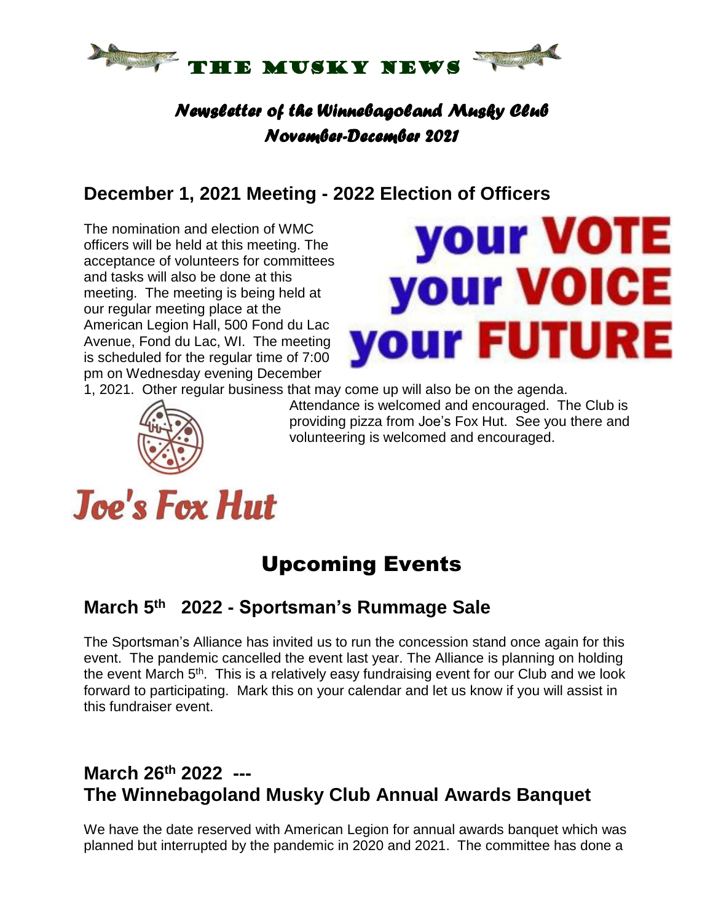# THE MUSKY NEWS

*Newsletter of the Winnebagoland Musky Club*
*November-December 2021*

## December 1, 2021 Meeting - 2022 Election of Officers

The nomination and election of WMC officers will be held at this meeting. The acceptance of volunteers for committees and tasks will also be done at this meeting. The meeting is being held at our regular meeting place at the American Legion Hall, 500 Fond du Lac Avenue, Fond du Lac, WI. The meeting is scheduled for the regular time of 7:00 pm on Wednesday evening December 1, 2021. Other regular business that may come up will also be on the agenda.

your VOTE
your VOICE
your FUTURE

Attendance is welcomed and encouraged. The Club is providing pizza from Joe's Fox Hut. See you there and volunteering is welcomed and encouraged.

Joe's Fox Hut

# Upcoming Events

## March 5th 2022 - Sportsman's Rummage Sale

The Sportsman's Alliance has invited us to run the concession stand once again for this event. The pandemic cancelled the event last year. The Alliance is planning on holding the event March 5th. This is a relatively easy fundraising event for our Club and we look forward to participating. Mark this on your calendar and let us know if you will assist in this fundraiser event.

## March 26th 2022 --- The Winnebagoland Musky Club Annual Awards Banquet

We have the date reserved with American Legion for annual awards banquet which was planned but interrupted by the pandemic in 2020 and 2021. The committee has done a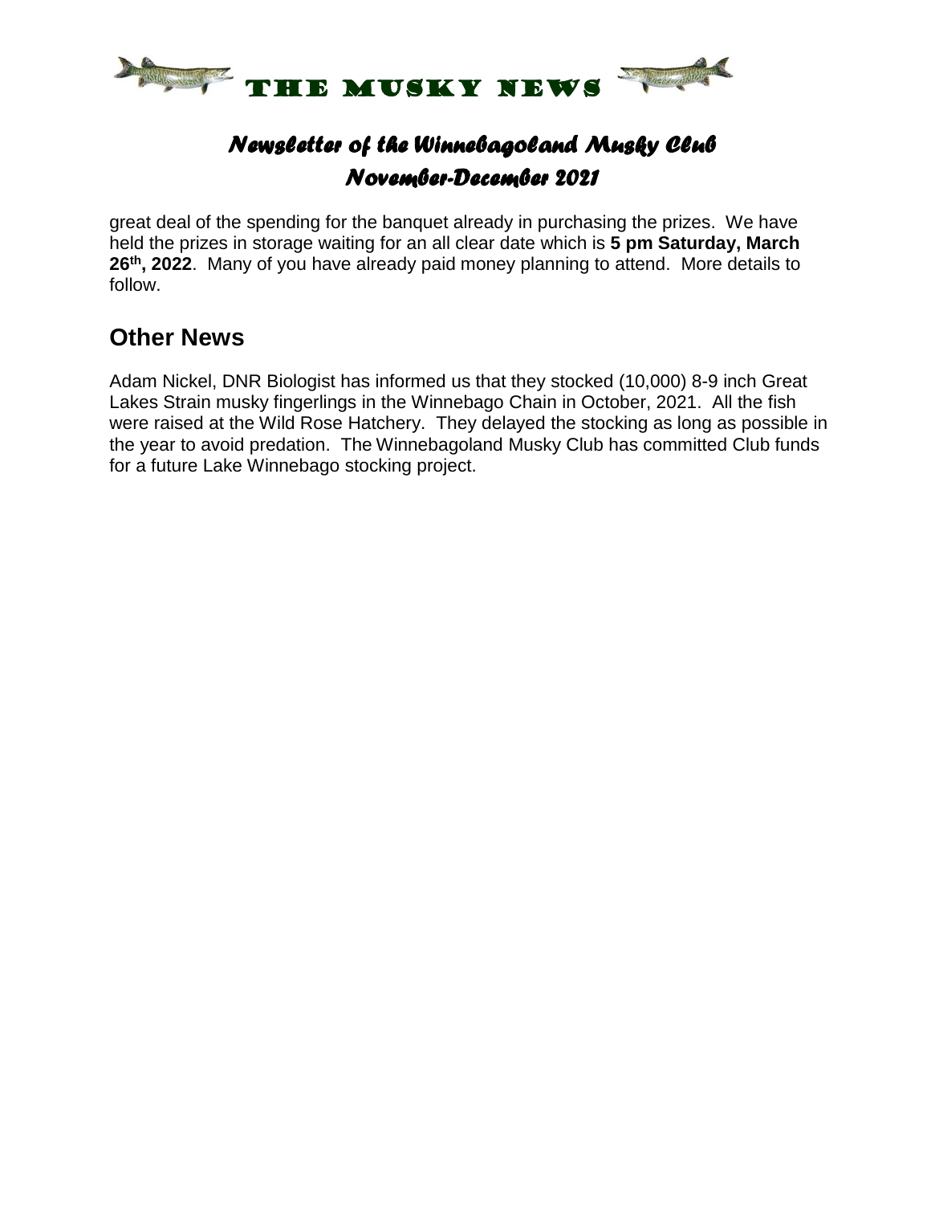great deal of the spending for the banquet already in purchasing the prizes. We have held the prizes in storage waiting for an all clear date which is **5 pm Saturday, March 26th, 2022**. Many of you have already paid money planning to attend. More details to follow.

## Other News

Adam Nickel, DNR Biologist has informed us that they stocked (10,000) 8-9 inch Great Lakes Strain musky fingerlings in the Winnebago Chain in October, 2021. All the fish were raised at the Wild Rose Hatchery. They delayed the stocking as long as possible in the year to avoid predation. The Winnebagoland Musky Club has committed Club funds for a future Lake Winnebago stocking project.